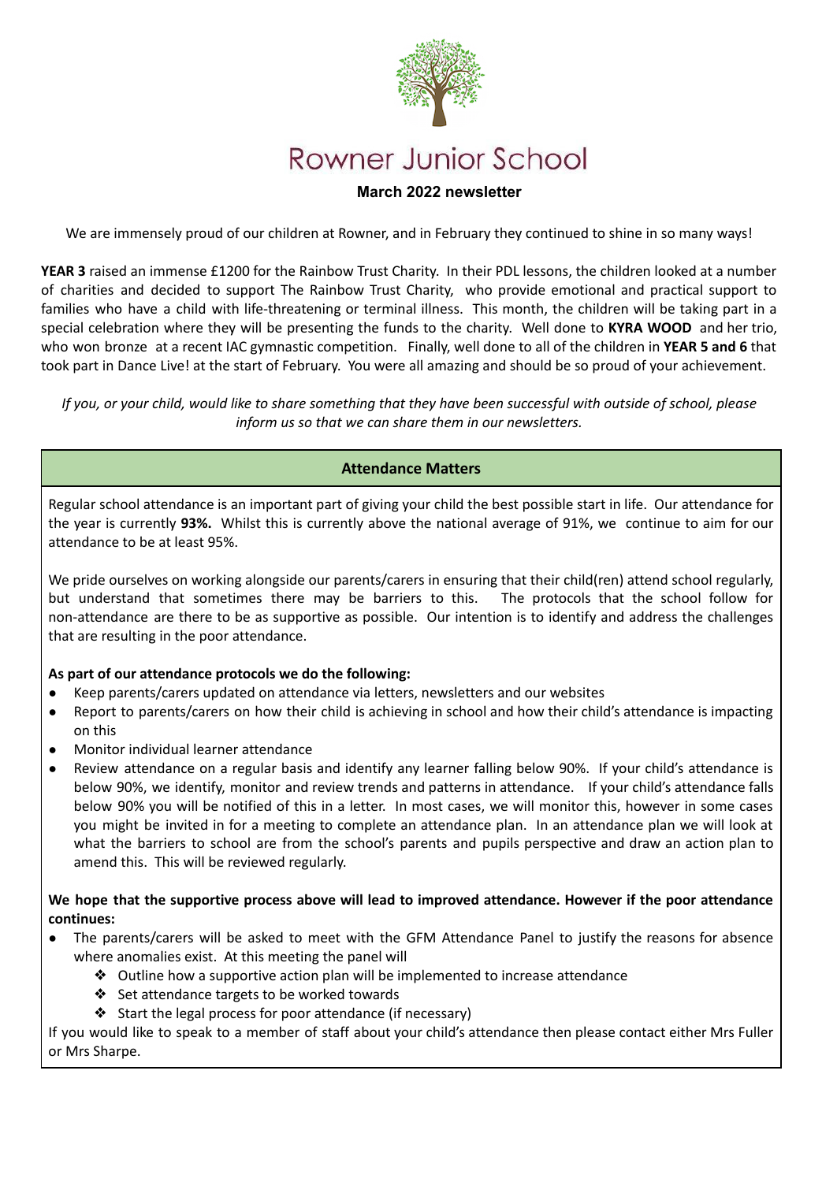# Rowner Junior School

**March 2022 newsletter**

We are immensely proud of our children at Rowner, and in February they continued to shine in so many ways!

**YEAR 3** raised an immense £1200 for the Rainbow Trust Charity. In their PDL lessons, the children looked at a number of charities and decided to support The Rainbow Trust Charity, who provide emotional and practical support to families who have a child with life-threatening or terminal illness. This month, the children will be taking part in a special celebration where they will be presenting the funds to the charity. Well done to **KYRA WOOD** and her trio, who won bronze at a recent IAC gymnastic competition. Finally, well done to all of the children in **YEAR 5 and 6** that took part in Dance Live! at the start of February. You were all amazing and should be so proud of your achievement.

*If you, or your child, would like to share something that they have been successful with outside of school, please inform us so that we can share them in our newsletters.*

## Attendance Matters

Regular school attendance is an important part of giving your child the best possible start in life. Our attendance for the year is currently **93%.** Whilst this is currently above the national average of 91%, we continue to aim for our attendance to be at least 95%.

We pride ourselves on working alongside our parents/carers in ensuring that their child(ren) attend school regularly, but understand that sometimes there may be barriers to this. The protocols that the school follow for non-attendance are there to be as supportive as possible. Our intention is to identify and address the challenges that are resulting in the poor attendance.

**As part of our attendance protocols we do the following:**

- Keep parents/carers updated on attendance via letters, newsletters and our websites
- Report to parents/carers on how their child is achieving in school and how their child's attendance is impacting on this
- Monitor individual learner attendance
- Review attendance on a regular basis and identify any learner falling below 90%. If your child's attendance is below 90%, we identify, monitor and review trends and patterns in attendance. If your child's attendance falls below 90% you will be notified of this in a letter. In most cases, we will monitor this, however in some cases you might be invited in for a meeting to complete an attendance plan. In an attendance plan we will look at what the barriers to school are from the school's parents and pupils perspective and draw an action plan to amend this. This will be reviewed regularly.

**We hope that the supportive process above will lead to improved attendance. However if the poor attendance continues:**

- The parents/carers will be asked to meet with the GFM Attendance Panel to justify the reasons for absence where anomalies exist. At this meeting the panel will
  - Outline how a supportive action plan will be implemented to increase attendance
  - Set attendance targets to be worked towards
  - Start the legal process for poor attendance (if necessary)

If you would like to speak to a member of staff about your child's attendance then please contact either Mrs Fuller or Mrs Sharpe.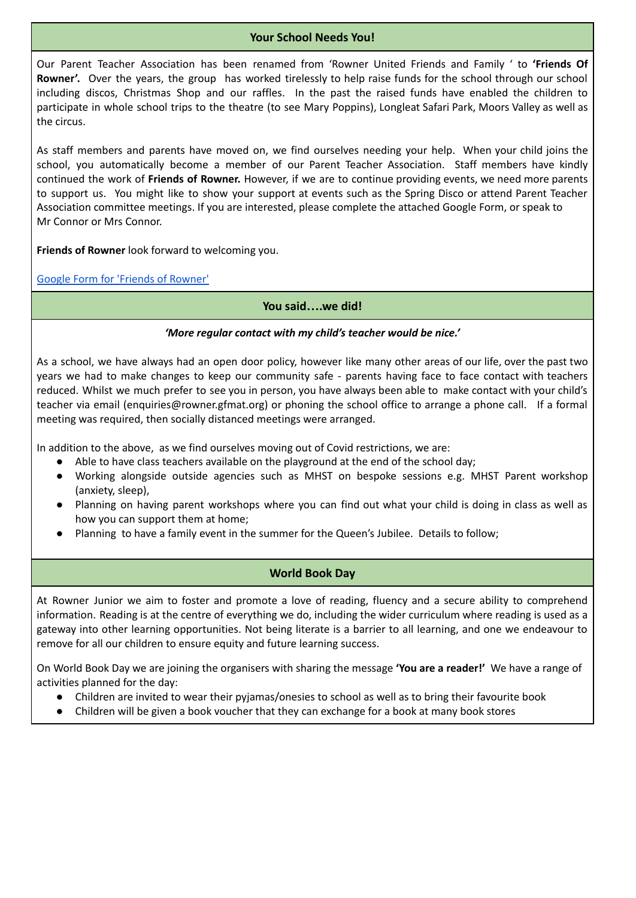## Your School Needs You!

Our Parent Teacher Association has been renamed from 'Rowner United Friends and Family ' to **'Friends Of Rowner'.** Over the years, the group has worked tirelessly to help raise funds for the school through our school including discos, Christmas Shop and our raffles. In the past the raised funds have enabled the children to participate in whole school trips to the theatre (to see Mary Poppins), Longleat Safari Park, Moors Valley as well as the circus.

As staff members and parents have moved on, we find ourselves needing your help. When your child joins the school, you automatically become a member of our Parent Teacher Association. Staff members have kindly continued the work of **Friends of Rowner.** However, if we are to continue providing events, we need more parents to support us. You might like to show your support at events such as the Spring Disco or attend Parent Teacher Association committee meetings. If you are interested, please complete the attached Google Form, or speak to Mr Connor or Mrs Connor.

**Friends of Rowner** look forward to welcoming you.

[Google Form for 'Friends of Rowner']

## You said….we did!

***'More regular contact with my child's teacher would be nice.'***

As a school, we have always had an open door policy, however like many other areas of our life, over the past two years we had to make changes to keep our community safe - parents having face to face contact with teachers reduced. Whilst we much prefer to see you in person, you have always been able to make contact with your child's teacher via email (enquiries@rowner.gfmat.org) or phoning the school office to arrange a phone call. If a formal meeting was required, then socially distanced meetings were arranged.

In addition to the above, as we find ourselves moving out of Covid restrictions, we are:

- Able to have class teachers available on the playground at the end of the school day;
- Working alongside outside agencies such as MHST on bespoke sessions e.g. MHST Parent workshop (anxiety, sleep),
- Planning on having parent workshops where you can find out what your child is doing in class as well as how you can support them at home;
- Planning to have a family event in the summer for the Queen's Jubilee. Details to follow;

## World Book Day

At Rowner Junior we aim to foster and promote a love of reading, fluency and a secure ability to comprehend information. Reading is at the centre of everything we do, including the wider curriculum where reading is used as a gateway into other learning opportunities. Not being literate is a barrier to all learning, and one we endeavour to remove for all our children to ensure equity and future learning success.

On World Book Day we are joining the organisers with sharing the message **'You are a reader!'** We have a range of activities planned for the day:

- Children are invited to wear their pyjamas/onesies to school as well as to bring their favourite book
- Children will be given a book voucher that they can exchange for a book at many book stores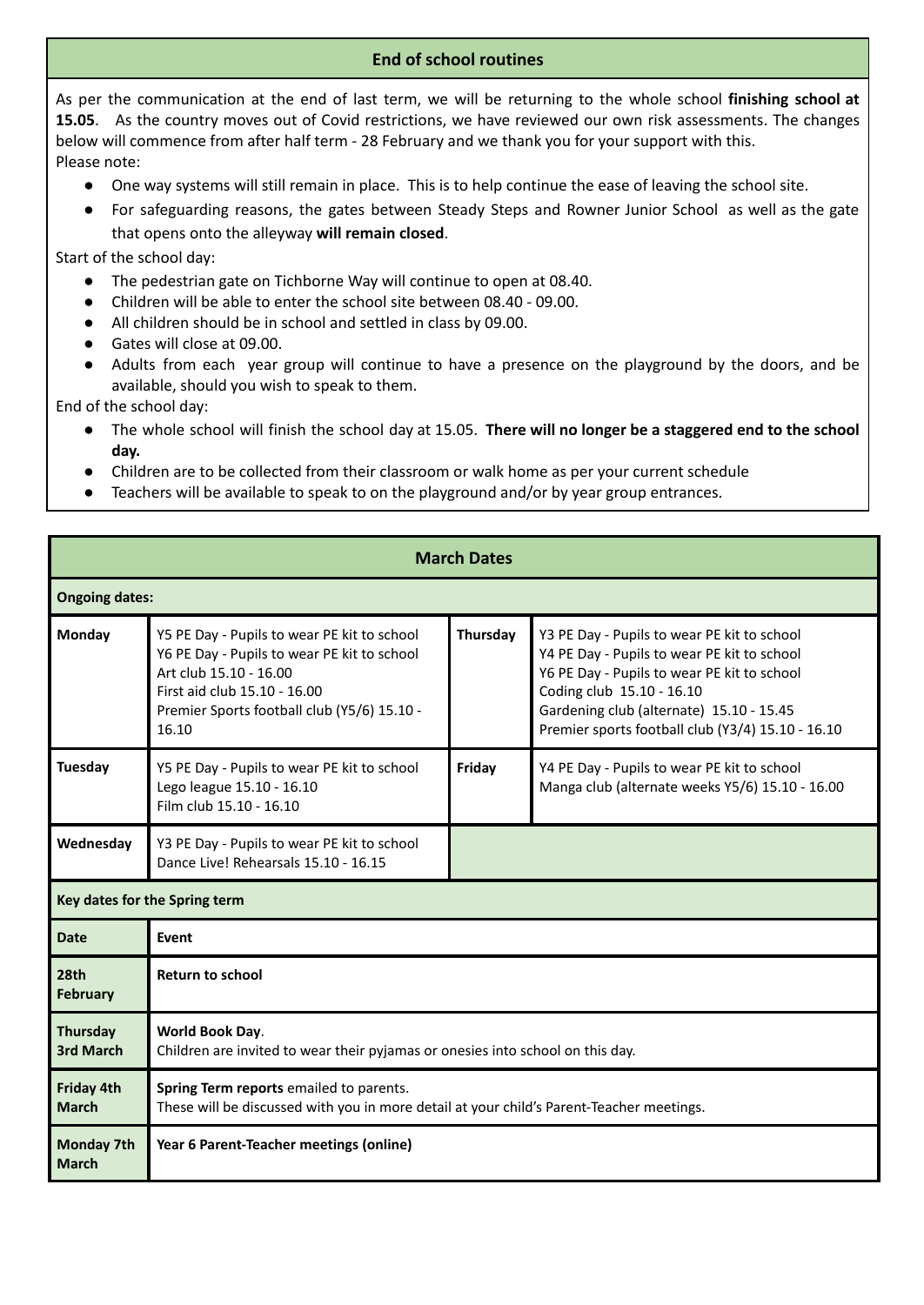## End of school routines

As per the communication at the end of last term, we will be returning to the whole school **finishing school at 15.05**. As the country moves out of Covid restrictions, we have reviewed our own risk assessments. The changes below will commence from after half term - 28 February and we thank you for your support with this.
Please note:

- One way systems will still remain in place. This is to help continue the ease of leaving the school site.
- For safeguarding reasons, the gates between Steady Steps and Rowner Junior School as well as the gate that opens onto the alleyway **will remain closed**.

Start of the school day:

- The pedestrian gate on Tichborne Way will continue to open at 08.40.
- Children will be able to enter the school site between 08.40 - 09.00.
- All children should be in school and settled in class by 09.00.
- Gates will close at 09.00.
- Adults from each year group will continue to have a presence on the playground by the doors, and be available, should you wish to speak to them.

End of the school day:

- The whole school will finish the school day at 15.05. **There will no longer be a staggered end to the school day.**
- Children are to be collected from their classroom or walk home as per your current schedule
- Teachers will be available to speak to on the playground and/or by year group entrances.

## March Dates

**Ongoing dates:**

| Day | Activities | Day | Activities |
|---|---|---|---|
| **Monday** | Y5 PE Day - Pupils to wear PE kit to school<br>Y6 PE Day - Pupils to wear PE kit to school<br>Art club 15.10 - 16.00<br>First aid club 15.10 - 16.00<br>Premier Sports football club (Y5/6) 15.10 - 16.10 | **Thursday** | Y3 PE Day - Pupils to wear PE kit to school<br>Y4 PE Day - Pupils to wear PE kit to school<br>Y6 PE Day - Pupils to wear PE kit to school<br>Coding club 15.10 - 16.10<br>Gardening club (alternate) 15.10 - 15.45<br>Premier sports football club (Y3/4) 15.10 - 16.10 |
| **Tuesday** | Y5 PE Day - Pupils to wear PE kit to school<br>Lego league 15.10 - 16.10<br>Film club 15.10 - 16.10 | **Friday** | Y4 PE Day - Pupils to wear PE kit to school<br>Manga club (alternate weeks Y5/6) 15.10 - 16.00 |
| **Wednesday** | Y3 PE Day - Pupils to wear PE kit to school<br>Dance Live! Rehearsals 15.10 - 16.15 | | |

**Key dates for the Spring term**

| Date | Event |
|---|---|
| **28th February** | **Return to school** |
| **Thursday 3rd March** | **World Book Day**.<br>Children are invited to wear their pyjamas or onesies into school on this day. |
| **Friday 4th March** | **Spring Term reports** emailed to parents.<br>These will be discussed with you in more detail at your child's Parent-Teacher meetings. |
| **Monday 7th March** | **Year 6 Parent-Teacher meetings (online)** |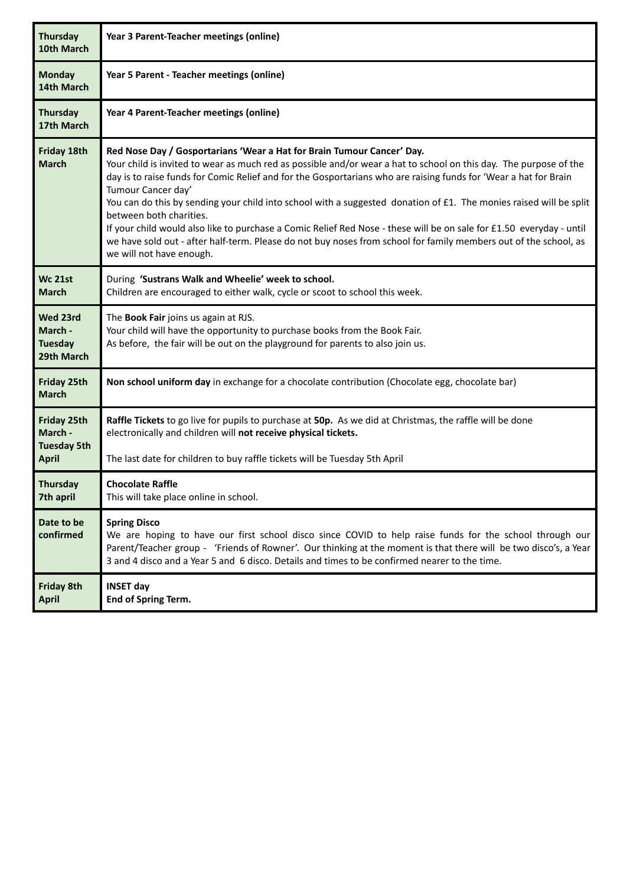| | |
|---|---|
| **Thursday 10th March** | **Year 3 Parent-Teacher meetings (online)** |
| **Monday 14th March** | **Year 5 Parent - Teacher meetings (online)** |
| **Thursday 17th March** | **Year 4 Parent-Teacher meetings (online)** |
| **Friday 18th March** | **Red Nose Day / Gosportarians 'Wear a Hat for Brain Tumour Cancer' Day.**<br>Your child is invited to wear as much red as possible and/or wear a hat to school on this day. The purpose of the day is to raise funds for Comic Relief and for the Gosportarians who are raising funds for 'Wear a hat for Brain Tumour Cancer day'<br>You can do this by sending your child into school with a suggested donation of £1. The monies raised will be split between both charities.<br>If your child would also like to purchase a Comic Relief Red Nose - these will be on sale for £1.50 everyday - until we have sold out - after half-term. Please do not buy noses from school for family members out of the school, as we will not have enough. |
| **Wc 21st March** | During **'Sustrans Walk and Wheelie' week to school.**<br>Children are encouraged to either walk, cycle or scoot to school this week. |
| **Wed 23rd March - Tuesday 29th March** | The **Book Fair** joins us again at RJS.<br>Your child will have the opportunity to purchase books from the Book Fair.<br>As before, the fair will be out on the playground for parents to also join us. |
| **Friday 25th March** | **Non school uniform day** in exchange for a chocolate contribution (Chocolate egg, chocolate bar) |
| **Friday 25th March - Tuesday 5th April** | **Raffle Tickets** to go live for pupils to purchase at **50p.** As we did at Christmas, the raffle will be done electronically and children will **not receive physical tickets.**<br><br>The last date for children to buy raffle tickets will be Tuesday 5th April |
| **Thursday 7th april** | **Chocolate Raffle**<br>This will take place online in school. |
| **Date to be confirmed** | **Spring Disco**<br>We are hoping to have our first school disco since COVID to help raise funds for the school through our Parent/Teacher group - 'Friends of Rowner'. Our thinking at the moment is that there will be two disco's, a Year 3 and 4 disco and a Year 5 and 6 disco. Details and times to be confirmed nearer to the time. |
| **Friday 8th April** | **INSET day**<br>**End of Spring Term.** |